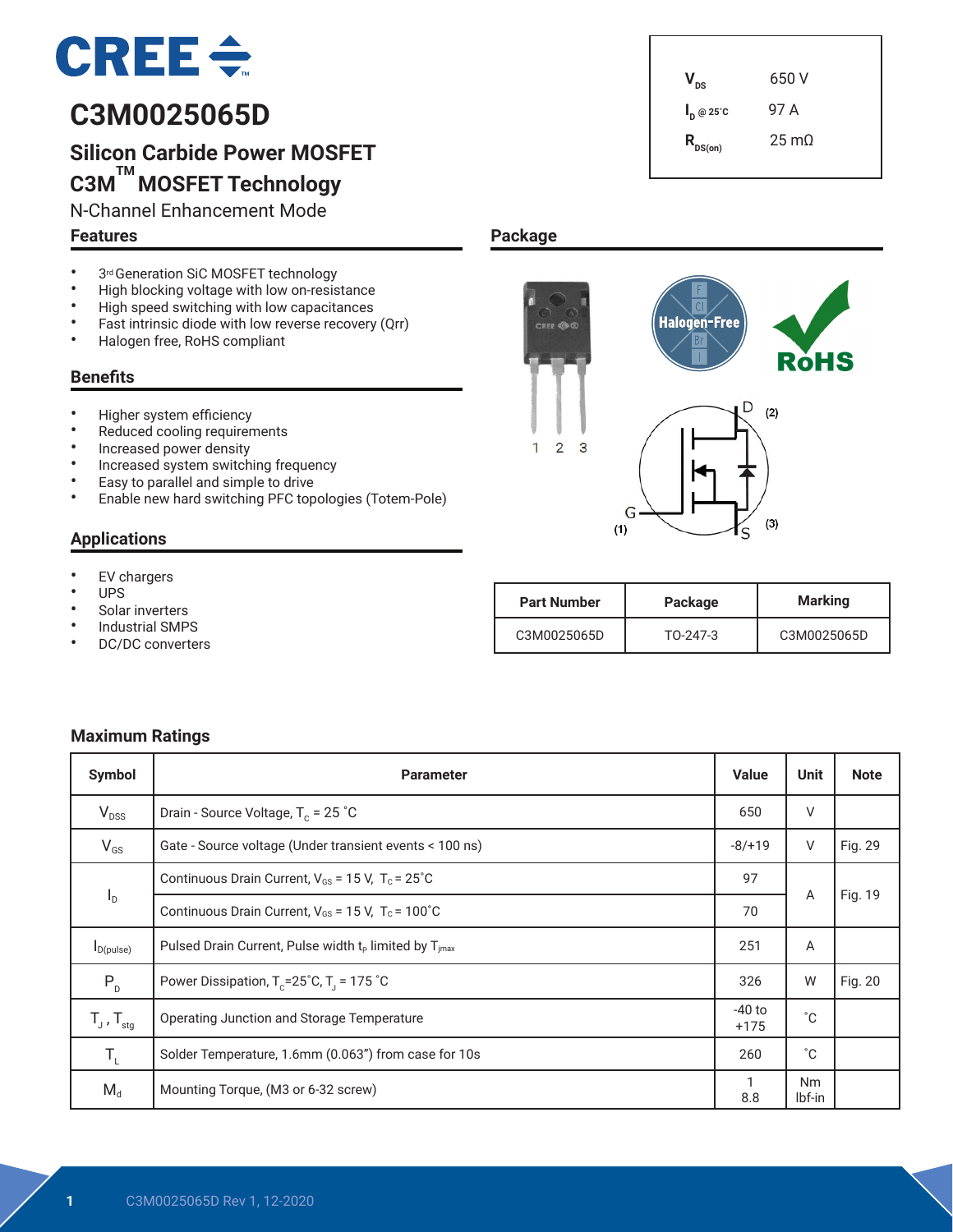# C3M0025065D

## Silicon Carbide Power MOSFET
## C3M™ MOSFET Technology

N-Channel Enhancement Mode

| | | |
|---|---|---|
| $V_{DS}$ | 650 V |
| $I_D$ @ 25˚C | 97 A |
| $R_{DS(on)}$ | 25 mΩ |

### Features

- 3rd Generation SiC MOSFET technology
- High blocking voltage with low on-resistance
- High speed switching with low capacitances
- Fast intrinsic diode with low reverse recovery (Qrr)
- Halogen free, RoHS compliant

### Benefits

- Higher system efficiency
- Reduced cooling requirements
- Increased power density
- Increased system switching frequency
- Easy to parallel and simple to drive
- Enable new hard switching PFC topologies (Totem-Pole)

### Applications

- EV chargers
- UPS
- Solar inverters
- Industrial SMPS
- DC/DC converters

### Package

1 2 3

Halogen-Free

RoHS

D (2)

G (1)

S (3)

| Part Number | Package | Marking |
|---|---|---|
| C3M0025065D | TO-247-3 | C3M0025065D |

### Maximum Ratings

| Symbol | Parameter | Value | Unit | Note |
|---|---|---|---|---|
| $V_{DSS}$ | Drain - Source Voltage, $T_C$ = 25 ˚C | 650 | V | |
| $V_{GS}$ | Gate - Source voltage (Under transient events < 100 ns) | -8/+19 | V | Fig. 29 |
| $I_D$ | Continuous Drain Current, $V_{GS}$ = 15 V, $T_C$ = 25˚C | 97 | A | Fig. 19 |
| | Continuous Drain Current, $V_{GS}$ = 15 V, $T_C$ = 100˚C | 70 | | |
| $I_{D(pulse)}$ | Pulsed Drain Current, Pulse width $t_P$ limited by $T_{jmax}$ | 251 | A | |
| $P_D$ | Power Dissipation, $T_C$=25˚C, $T_J$ = 175 ˚C | 326 | W | Fig. 20 |
| $T_J$ , $T_{stg}$ | Operating Junction and Storage Temperature | -40 to +175 | ˚C | |
| $T_L$ | Solder Temperature, 1.6mm (0.063") from case for 10s | 260 | ˚C | |
| $M_d$ | Mounting Torque, (M3 or 6-32 screw) | 1<br>8.8 | Nm<br>lbf-in | |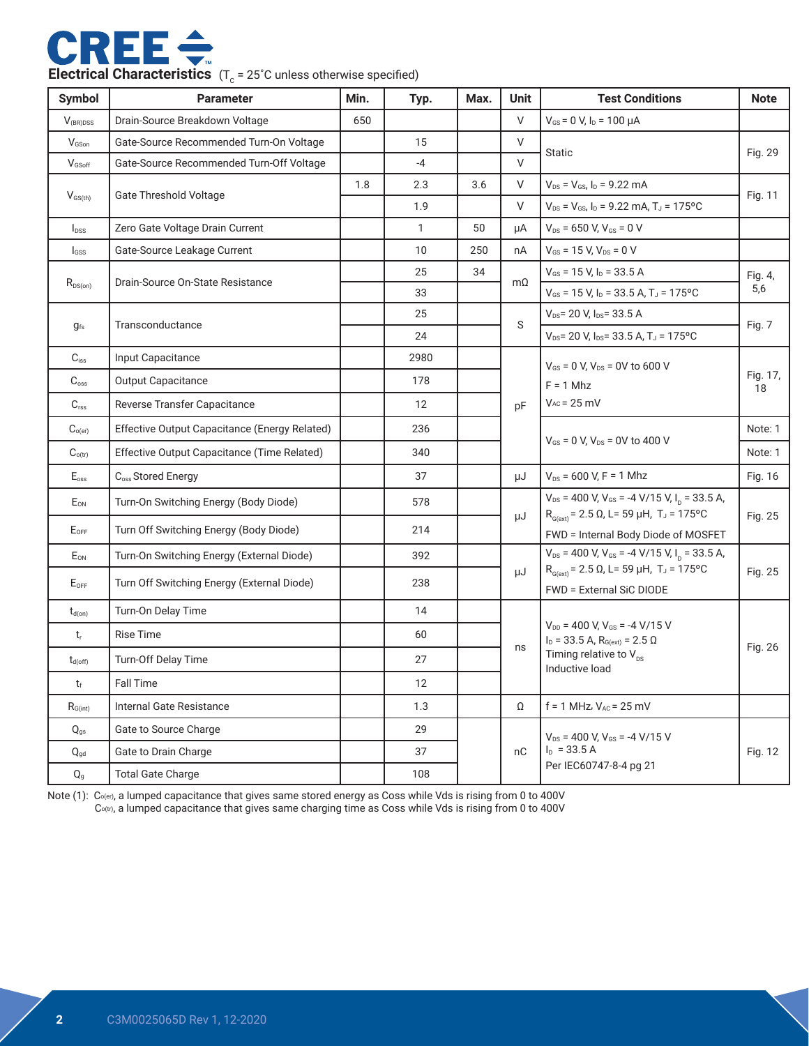## Electrical Characteristics ($T_C$ = 25˚C unless otherwise specified)

| Symbol | Parameter | Min. | Typ. | Max. | Unit | Test Conditions | Note |
|---|---|---|---|---|---|---|---|
| $V_{(BR)DSS}$ | Drain-Source Breakdown Voltage | 650 | | | V | $V_{GS}$ = 0 V, $I_D$ = 100 μA | |
| $V_{GSon}$ | Gate-Source Recommended Turn-On Voltage | | 15 | | V | Static | Fig. 29 |
| $V_{GSoff}$ | Gate-Source Recommended Turn-Off Voltage | | -4 | | V | | |
| $V_{GS(th)}$ | Gate Threshold Voltage | 1.8 | 2.3 | 3.6 | V | $V_{DS}$ = $V_{GS}$, $I_D$ = 9.22 mA | Fig. 11 |
| | | | 1.9 | | V | $V_{DS}$ = $V_{GS}$, $I_D$ = 9.22 mA, $T_J$ = 175ºC | |
| $I_{DSS}$ | Zero Gate Voltage Drain Current | | 1 | 50 | μA | $V_{DS}$ = 650 V, $V_{GS}$ = 0 V | |
| $I_{GSS}$ | Gate-Source Leakage Current | | 10 | 250 | nA | $V_{GS}$ = 15 V, $V_{DS}$ = 0 V | |
| $R_{DS(on)}$ | Drain-Source On-State Resistance | | 25 | 34 | mΩ | $V_{GS}$ = 15 V, $I_D$ = 33.5 A | Fig. 4, 5,6 |
| | | | 33 | | | $V_{GS}$ = 15 V, $I_D$ = 33.5 A, $T_J$ = 175ºC | |
| $g_{fs}$ | Transconductance | | 25 | | S | $V_{DS}$= 20 V, $I_{DS}$= 33.5 A | Fig. 7 |
| | | | 24 | | | $V_{DS}$= 20 V, $I_{DS}$= 33.5 A, $T_J$ = 175ºC | |
| $C_{iss}$ | Input Capacitance | | 2980 | | pF | $V_{GS}$ = 0 V, $V_{DS}$ = 0V to 600 V<br>F = 1 Mhz<br>$V_{AC}$ = 25 mV | Fig. 17, 18 |
| $C_{oss}$ | Output Capacitance | | 178 | | | | |
| $C_{rss}$ | Reverse Transfer Capacitance | | 12 | | | | |
| $C_{o(er)}$ | Effective Output Capacitance (Energy Related) | | 236 | | | $V_{GS}$ = 0 V, $V_{DS}$ = 0V to 400 V | Note: 1 |
| $C_{o(tr)}$ | Effective Output Capacitance (Time Related) | | 340 | | | | Note: 1 |
| $E_{oss}$ | $C_{oss}$ Stored Energy | | 37 | | μJ | $V_{DS}$ = 600 V, F = 1 Mhz | Fig. 16 |
| $E_{ON}$ | Turn-On Switching Energy (Body Diode) | | 578 | | μJ | $V_{DS}$ = 400 V, $V_{GS}$ = -4 V/15 V, $I_D$ = 33.5 A, $R_{G(ext)}$ = 2.5 Ω, L= 59 μH, $T_J$ = 175ºC<br>FWD = Internal Body Diode of MOSFET | Fig. 25 |
| $E_{OFF}$ | Turn Off Switching Energy (Body Diode) | | 214 | | | | |
| $E_{ON}$ | Turn-On Switching Energy (External Diode) | | 392 | | μJ | $V_{DS}$ = 400 V, $V_{GS}$ = -4 V/15 V, $I_D$ = 33.5 A, $R_{G(ext)}$ = 2.5 Ω, L= 59 μH, $T_J$ = 175ºC<br>FWD = External SiC DIODE | Fig. 25 |
| $E_{OFF}$ | Turn Off Switching Energy (External Diode) | | 238 | | | | |
| $t_{d(on)}$ | Turn-On Delay Time | | 14 | | ns | $V_{DD}$ = 400 V, $V_{GS}$ = -4 V/15 V<br>$I_D$ = 33.5 A, $R_{G(ext)}$ = 2.5 Ω<br>Timing relative to $V_{DS}$<br>Inductive load | Fig. 26 |
| $t_r$ | Rise Time | | 60 | | | | |
| $t_{d(off)}$ | Turn-Off Delay Time | | 27 | | | | |
| $t_f$ | Fall Time | | 12 | | | | |
| $R_{G(int)}$ | Internal Gate Resistance | | 1.3 | | Ω | f = 1 MHz, $V_{AC}$ = 25 mV | |
| $Q_{gs}$ | Gate to Source Charge | | 29 | | nC | $V_{DS}$ = 400 V, $V_{GS}$ = -4 V/15 V<br>$I_D$ = 33.5 A<br>Per IEC60747-8-4 pg 21 | Fig. 12 |
| $Q_{gd}$ | Gate to Drain Charge | | 37 | | | | |
| $Q_g$ | Total Gate Charge | | 108 | | | | |

Note (1): $C_{o(er)}$, a lumped capacitance that gives same stored energy as Coss while Vds is rising from 0 to 400V
$C_{o(tr)}$, a lumped capacitance that gives same charging time as Coss while Vds is rising from 0 to 400V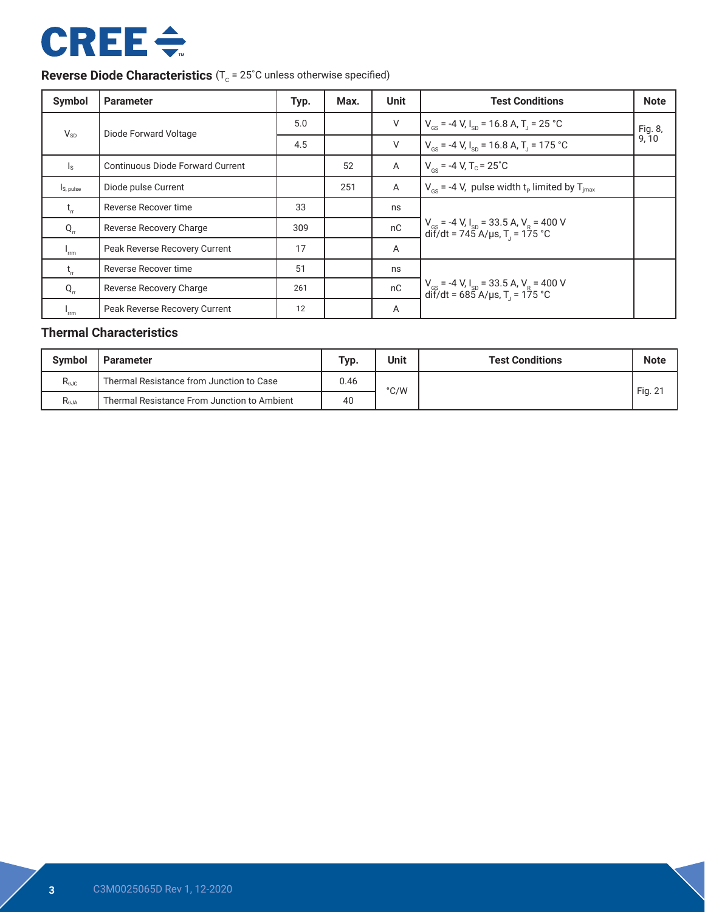## Reverse Diode Characteristics ($T_C$ = 25˚C unless otherwise specified)

| Symbol | Parameter | Typ. | Max. | Unit | Test Conditions | Note |
|---|---|---|---|---|---|---|
| $V_{SD}$ | Diode Forward Voltage | 5.0 | | V | $V_{GS}$ = -4 V, $I_{SD}$ = 16.8 A, $T_J$ = 25 °C | Fig. 8, 9, 10 |
| | | 4.5 | | V | $V_{GS}$ = -4 V, $I_{SD}$ = 16.8 A, $T_J$ = 175 °C | |
| $I_S$ | Continuous Diode Forward Current | | 52 | A | $V_{GS}$ = -4 V, $T_C$ = 25˚C | |
| $I_{S, pulse}$ | Diode pulse Current | | 251 | A | $V_{GS}$ = -4 V, pulse width $t_P$ limited by $T_{jmax}$ | |
| $t_{rr}$ | Reverse Recover time | 33 | | ns | $V_{GS}$ = -4 V, $I_{SD}$ = 33.5 A, $V_R$ = 400 V dif/dt = 745 A/µs, $T_J$ = 175 °C | |
| $Q_{rr}$ | Reverse Recovery Charge | 309 | | nC | | |
| $I_{rrm}$ | Peak Reverse Recovery Current | 17 | | A | | |
| $t_{rr}$ | Reverse Recover time | 51 | | ns | $V_{GS}$ = -4 V, $I_{SD}$ = 33.5 A, $V_R$ = 400 V dif/dt = 685 A/µs, $T_J$ = 175 °C | |
| $Q_{rr}$ | Reverse Recovery Charge | 261 | | nC | | |
| $I_{rrm}$ | Peak Reverse Recovery Current | 12 | | A | | |

## Thermal Characteristics

| Symbol | Parameter | Typ. | Unit | Test Conditions | Note |
|---|---|---|---|---|---|
| $R_{θJC}$ | Thermal Resistance from Junction to Case | 0.46 | °C/W | | Fig. 21 |
| $R_{θJA}$ | Thermal Resistance From Junction to Ambient | 40 | | | |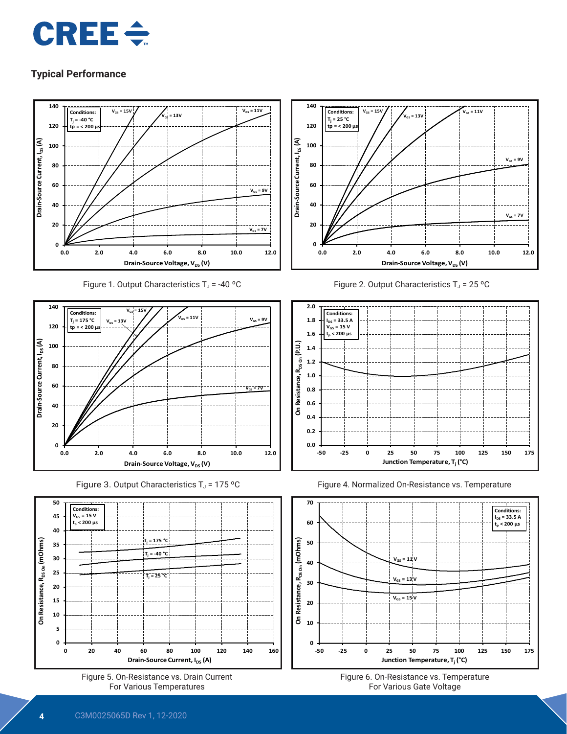## Typical Performance

Conditions:
$T_j$ = -40 °C
tp = < 200 µs

$V_{GS}$ = 15V
$V_{GS}$ = 13V
$V_{GS}$ = 11V
$V_{GS}$ = 9V
$V_{GS}$ = 7V

Drain-Source Current, $I_{DS}$ (A)
0
20
40
60
80
100
120
140

Drain-Source Voltage, $V_{DS}$ (V)
0.0
2.0
4.0
6.0
8.0
10.0
12.0

Figure 1. Output Characteristics $T_J$ = -40 ºC

Conditions:
$T_j$ = 25 °C
tp = < 200 µs

$V_{GS}$ = 15V
$V_{GS}$ = 13V
$V_{GS}$ = 11V
$V_{GS}$ = 9V
$V_{GS}$ = 7V

Drain-Source Current, $I_{DS}$ (A)
0
20
40
60
80
100
120
140

Drain-Source Voltage, $V_{DS}$ (V)
0.0
2.0
4.0
6.0
8.0
10.0
12.0

Figure 2. Output Characteristics $T_J$ = 25 ºC

Conditions:
$T_j$ = 175 °C
tp = < 200 µs

$V_{GS}$ = 15V
$V_{GS}$ = 13V
$V_{GS}$ = 11V
$V_{GS}$ = 9V
$V_{GS}$ = 7V

Drain-Source Current, $I_{DS}$ (A)
0
20
40
60
80
100
120
140

Drain-Source Voltage, $V_{DS}$ (V)
0.0
2.0
4.0
6.0
8.0
10.0
12.0

Figure 3. Output Characteristics $T_J$ = 175 ºC

Conditions:
$I_{DS}$ = 33.5 A
$V_{GS}$ = 15 V
$t_p$ < 200 µs

On Resistance, $R_{DS On}$ (P.U.)
0.0
0.2
0.4
0.6
0.8
1.0
1.2
1.4
1.6
1.8
2.0

Junction Temperature, $T_j$ (°C)
-50
-25
0
25
50
75
100
125
150
175

Figure 4. Normalized On-Resistance vs. Temperature

Conditions:
$V_{GS}$ = 15 V
$t_p$ < 200 µs

$T_j$ = 175 °C
$T_j$ = -40 °C
$T_j$ = 25 °C

On Resistance, $R_{DS On}$ (mOhms)
0
5
10
15
20
25
30
35
40
45
50

Drain-Source Current, $I_{DS}$ (A)
0
20
40
60
80
100
120
140
160

Figure 5. On-Resistance vs. Drain Current For Various Temperatures

Conditions:
$I_{DS}$ = 33.5 A
$t_p$ < 200 µs

$V_{GS}$ = 11 V
$V_{GS}$ = 13 V
$V_{GS}$ = 15 V

On Resistance, $R_{DS On}$ (mOhms)
0
10
20
30
40
50
60
70

Junction Temperature, $T_j$ (°C)
-50
-25
0
25
50
75
100
125
150
175

Figure 6. On-Resistance vs. Temperature For Various Gate Voltage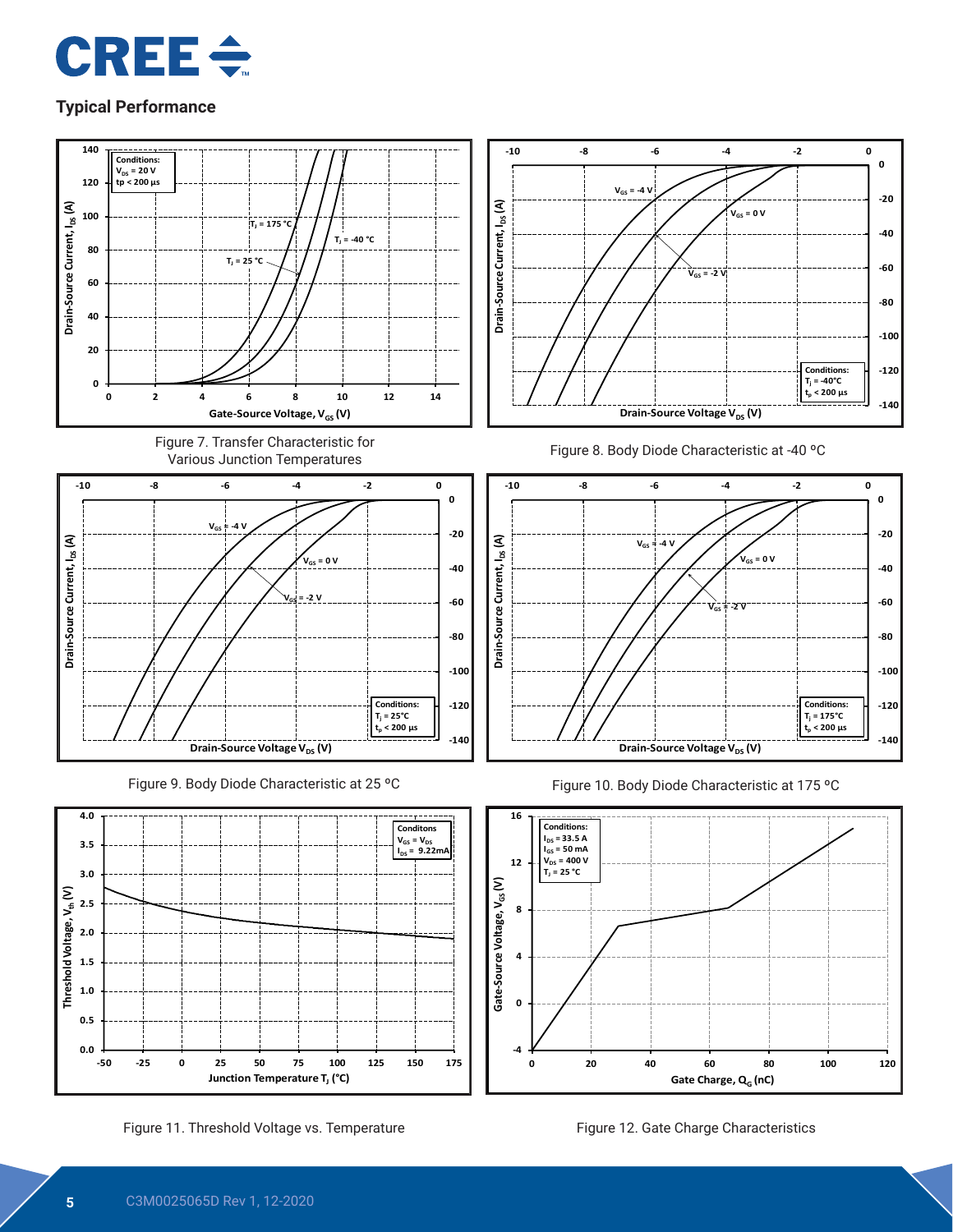## Typical Performance

Conditions:
$V_{DS}$ = 20 V
tp < 200 µs

$T_J$ = 175 °C
$T_J$ = -40 °C
$T_J$ = 25 °C

Drain-Source Current, $I_{DS}$ (A)
Gate-Source Voltage, $V_{GS}$ (V)

140, 120, 100, 80, 60, 40, 20, 0
0, 2, 4, 6, 8, 10, 12, 14

Figure 7. Transfer Characteristic for Various Junction Temperatures

$V_{GS}$ = -4 V
$V_{GS}$ = 0 V
$V_{GS}$ = -2 V

Conditions:
$T_J$ = -40°C
$t_p$ < 200 µs

Drain-Source Current, $I_{DS}$ (A)
Drain-Source Voltage $V_{DS}$ (V)

-10, -8, -6, -4, -2, 0
0, -20, -40, -60, -80, -100, -120, -140

Figure 8. Body Diode Characteristic at -40 ºC

$V_{GS}$ = -4 V
$V_{GS}$ = 0 V
$V_{GS}$ = -2 V

Conditions:
$T_J$ = 25°C
$t_p$ < 200 µs

Drain-Source Current, $I_{DS}$ (A)
Drain-Source Voltage $V_{DS}$ (V)

-10, -8, -6, -4, -2, 0
0, -20, -40, -60, -80, -100, -120, -140

Figure 9. Body Diode Characteristic at 25 ºC

$V_{GS}$ = -4 V
$V_{GS}$ = 0 V
$V_{GS}$ = -2 V

Conditions:
$T_J$ = 175°C
$t_p$ < 200 µs

Drain-Source Current, $I_{DS}$ (A)
Drain-Source Voltage $V_{DS}$ (V)

-10, -8, -6, -4, -2, 0
0, -20, -40, -60, -80, -100, -120, -140

Figure 10. Body Diode Characteristic at 175 ºC

Conditons
$V_{GS}$ = $V_{DS}$
$I_{DS}$ = 9.22mA

Threshold Voltage, $V_{th}$ (V)
Junction Temperature $T_J$ (°C)

4.0, 3.5, 3.0, 2.5, 2.0, 1.5, 1.0, 0.5, 0.0
-50, -25, 0, 25, 50, 75, 100, 125, 150, 175

Figure 11. Threshold Voltage vs. Temperature

Conditions:
$I_{DS}$ = 33.5 A
$I_{GS}$ = 50 mA
$V_{DS}$ = 400 V
$T_J$ = 25 °C

Gate-Source Voltage, $V_{GS}$ (V)
Gate Charge, $Q_G$ (nC)

16, 12, 8, 4, 0, -4
0, 20, 40, 60, 80, 100, 120

Figure 12. Gate Charge Characteristics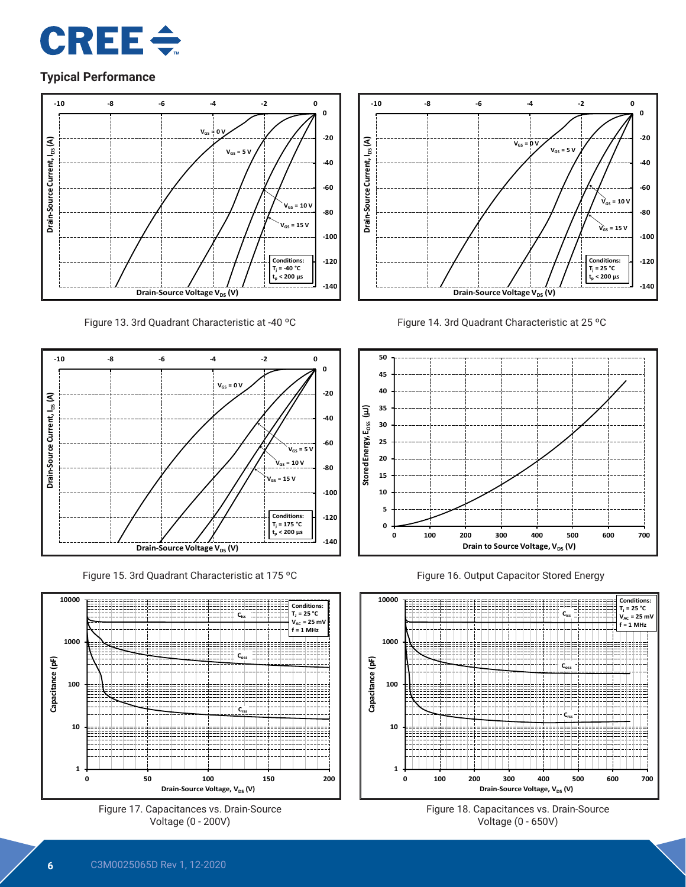## Typical Performance

-10 -8 -6 -4 -2 0

0 -20 -40 -60 -80 -100 -120 -140

$V_{GS}$ = 0 V

$V_{GS}$ = 5 V

$V_{GS}$ = 10 V

$V_{GS}$ = 15 V

Conditions:
$T_j$ = -40 °C
$t_p$ < 200 µs

Drain-Source Current, $I_{DS}$ (A)

Drain-Source Voltage $V_{DS}$ (V)

Figure 13. 3rd Quadrant Characteristic at -40 ºC

-10 -8 -6 -4 -2 0

0 -20 -40 -60 -80 -100 -120 -140

$V_{GS}$ = 0 V

$V_{GS}$ = 5 V

$V_{GS}$ = 10 V

$V_{GS}$ = 15 V

Conditions:
$T_j$ = 25 °C
$t_p$ < 200 µs

Drain-Source Current, $I_{DS}$ (A)

Drain-Source Voltage $V_{DS}$ (V)

Figure 14. 3rd Quadrant Characteristic at 25 ºC

-10 -8 -6 -4 -2 0

0 -20 -40 -60 -80 -100 -120 -140

$V_{GS}$ = 0 V

$V_{GS}$ = 5 V

$V_{GS}$ = 10 V

$V_{GS}$ = 15 V

Conditions:
$T_j$ = 175 °C
$t_p$ < 200 µs

Drain-Source Current, $I_{DS}$ (A)

Drain-Source Voltage $V_{DS}$ (V)

Figure 15. 3rd Quadrant Characteristic at 175 ºC

50 45 40 35 30 25 20 15 10 5 0

0 100 200 300 400 500 600 700

Stored Energy, $E_{OSS}$ (µJ)

Drain to Source Voltage, $V_{DS}$ (V)

Figure 16. Output Capacitor Stored Energy

10000 1000 100 10 1

0 50 100 150 200

$C_{iss}$

$C_{oss}$

$C_{rss}$

Conditions:
$T_j$ = 25 °C
$V_{AC}$ = 25 mV
f = 1 MHz

Capacitance (pF)

Drain-Source Voltage, $V_{DS}$ (V)

Figure 17. Capacitances vs. Drain-Source Voltage (0 - 200V)

10000 1000 100 10 1

0 100 200 300 400 500 600 700

$C_{iss}$

$C_{oss}$

$C_{rss}$

Conditions:
$T_j$ = 25 °C
$V_{AC}$ = 25 mV
f = 1 MHz

Capacitance (pF)

Drain-Source Voltage, $V_{DS}$ (V)

Figure 18. Capacitances vs. Drain-Source Voltage (0 - 650V)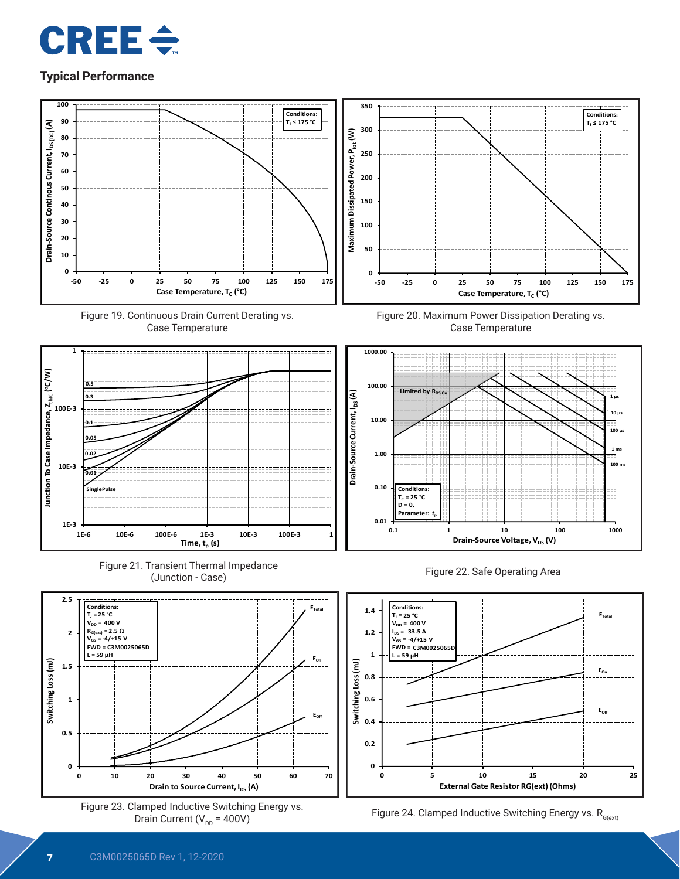## Typical Performance

Conditions:
$T_J \leq 175\ °C$

Drain-Source Continous Current, $I_{DS\,(DC)}$ (A)

Case Temperature, $T_C$ (°C)

Figure 19. Continuous Drain Current Derating vs. Case Temperature

Conditions:
$T_J \leq 175\ °C$

Maximum Dissipated Power, $P_{tot}$ (W)

Case Temperature, $T_C$ (°C)

Figure 20. Maximum Power Dissipation Derating vs. Case Temperature

0.5
0.3
0.1
0.05
0.02
0.01
SinglePulse

Junction To Case Impedance, $Z_{thJC}$ (°C/W)

Time, $t_p$ (s)

Figure 21. Transient Thermal Impedance (Junction - Case)

Limited by $R_{DS\,On}$

1 µs
10 µs
100 µs
1 ms
100 ms

Conditions:
$T_C$ = 25 °C
D = 0,
Parameter: $t_p$

Drain-Source Current, $I_{DS}$ (A)

Drain-Source Voltage, $V_{DS}$ (V)

Figure 22. Safe Operating Area

Conditions:
$T_J$ = 25 °C
$V_{DD}$ = 400 V
$R_{G(ext)}$ = 2.5 Ω
$V_{GS}$ = -4/+15 V
FWD = C3M0025065D
L = 59 µH

$E_{Total}$
$E_{On}$
$E_{Off}$

Switching Loss (mJ)

Drain to Source Current, $I_{DS}$ (A)

Figure 23. Clamped Inductive Switching Energy vs. Drain Current ($V_{DD}$ = 400V)

Conditions:
$T_J$ = 25 °C
$V_{DD}$ = 400 V
$I_{DS}$ = 33.5 A
$V_{GS}$ = -4/+15 V
FWD = C3M0025065D
L = 59 µH

$E_{Total}$
$E_{On}$
$E_{Off}$

Switching Loss (mJ)

External Gate Resistor RG(ext) (Ohms)

Figure 24. Clamped Inductive Switching Energy vs. $R_{G(ext)}$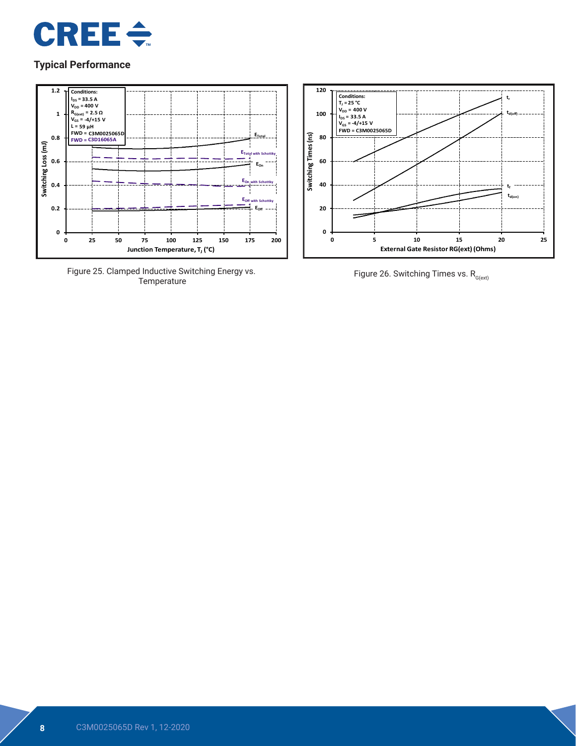## Typical Performance

Conditions:
$I_{DS}$ = 33.5 A
$V_{DD}$ = 400 V
$R_{G(ext)}$ = 2.5 Ω
$V_{GS}$ = -4/+15 V
L = 59 µH
FWD = C3M0025065D
FWD = C3D16065A

$E_{Total}$
$E_{Total\ with\ Schottky}$
$E_{On}$
$E_{On\ with\ Schottky}$
$E_{Off\ with\ Schottky}$
$E_{Off}$

Switching Loss (mJ)
0, 0.2, 0.4, 0.6, 0.8, 1, 1.2

Junction Temperature, $T_J$ (°C)
0, 25, 50, 75, 100, 125, 150, 175, 200

Figure 25. Clamped Inductive Switching Energy vs. Temperature

Conditions:
$T_J$ = 25 °C
$V_{DD}$ = 400 V
$I_{DS}$ = 33.5 A
$V_{GS}$ = -4/+15 V
FWD = C3M0025065D

$t_r$
$t_{d(off)}$
$t_f$
$t_{d(on)}$

Switching Times (ns)
0, 20, 40, 60, 80, 100, 120

External Gate Resistor RG(ext) (Ohms)
0, 5, 10, 15, 20, 25

Figure 26. Switching Times vs. $R_{G(ext)}$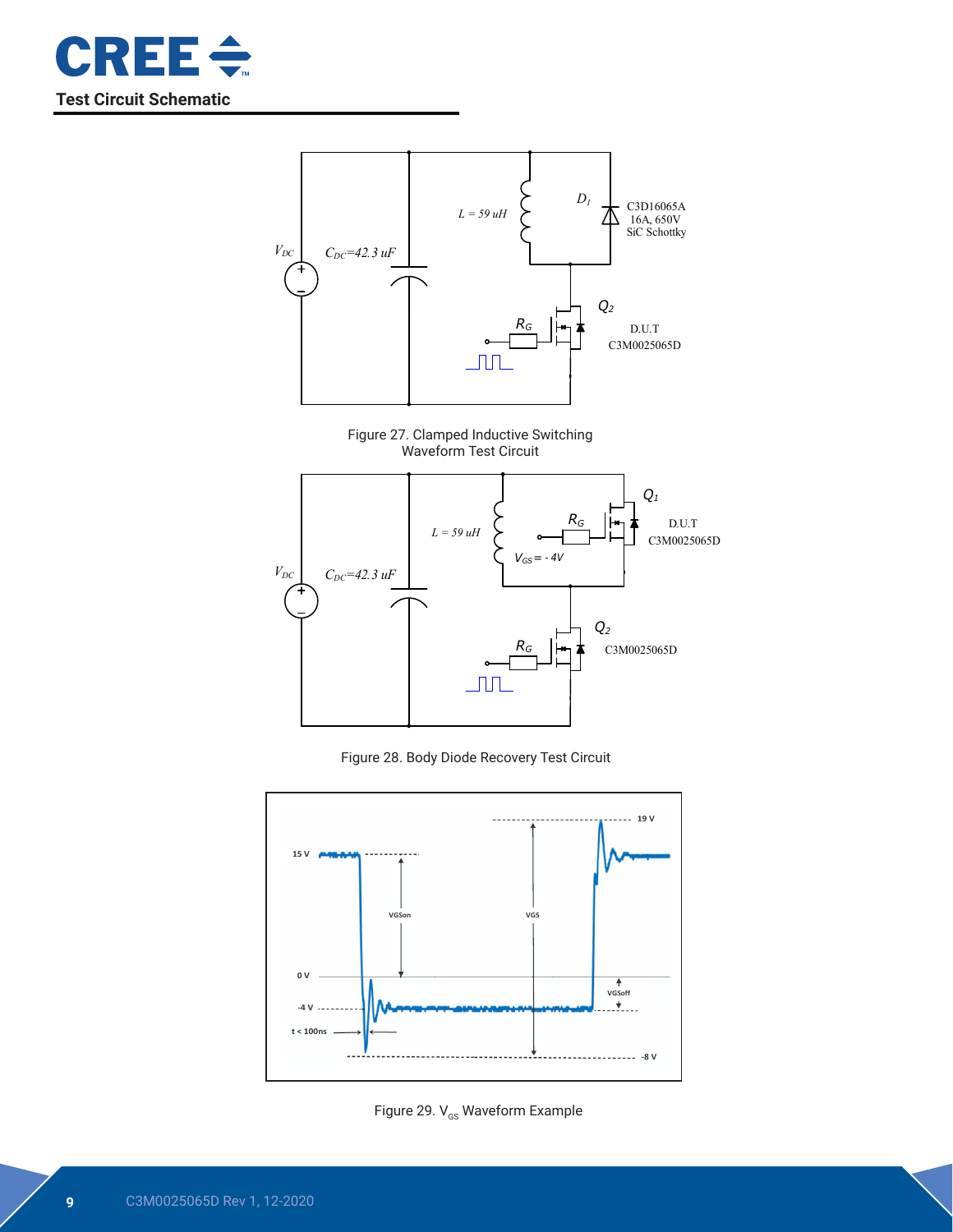## Test Circuit Schematic

$V_{DC}$

$C_{DC}$=42.3 uF

L = 59 uH

$D_1$

C3D16065A
16A, 650V
SiC Schottky

$Q_2$

$R_G$

D.U.T
C3M0025065D

Figure 27. Clamped Inductive Switching Waveform Test Circuit

$V_{DC}$

$C_{DC}$=42.3 uF

L = 59 uH

$Q_1$

$R_G$

$V_{GS}$ = - 4V

D.U.T
C3M0025065D

$Q_2$

$R_G$

C3M0025065D

Figure 28. Body Diode Recovery Test Circuit

19 V

15 V

VGSon

VGS

0 V

VGSoff

-4 V

t < 100ns

-8 V

Figure 29. $V_{GS}$ Waveform Example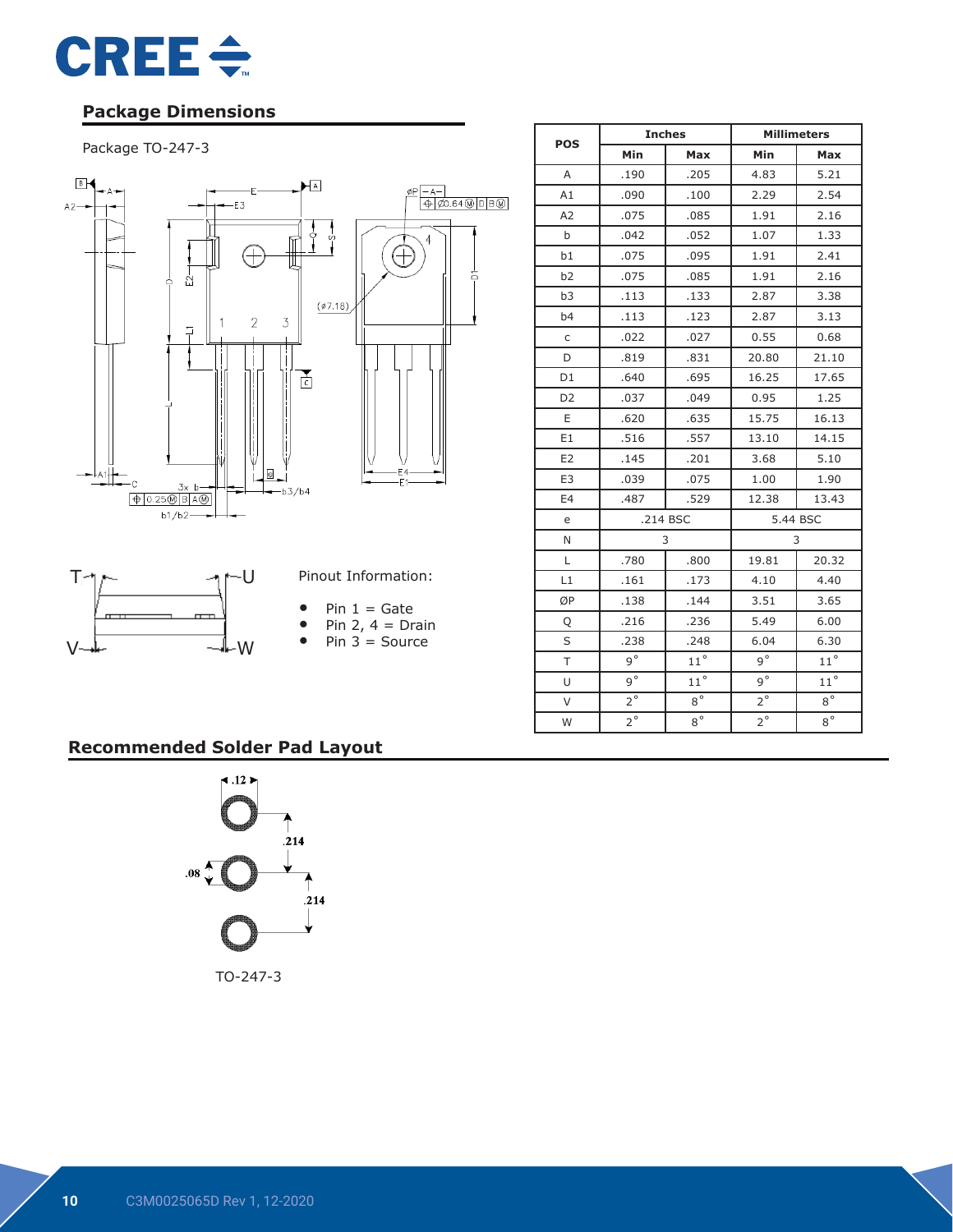## Package Dimensions

Package TO-247-3

Pinout Information:

- Pin 1 = Gate
- Pin 2, 4 = Drain
- Pin 3 = Source

| POS | Inches | | Millimeters | |
|---|---|---|---|---|
| | Min | Max | Min | Max |
| A | .190 | .205 | 4.83 | 5.21 |
| A1 | .090 | .100 | 2.29 | 2.54 |
| A2 | .075 | .085 | 1.91 | 2.16 |
| b | .042 | .052 | 1.07 | 1.33 |
| b1 | .075 | .095 | 1.91 | 2.41 |
| b2 | .075 | .085 | 1.91 | 2.16 |
| b3 | .113 | .133 | 2.87 | 3.38 |
| b4 | .113 | .123 | 2.87 | 3.13 |
| c | .022 | .027 | 0.55 | 0.68 |
| D | .819 | .831 | 20.80 | 21.10 |
| D1 | .640 | .695 | 16.25 | 17.65 |
| D2 | .037 | .049 | 0.95 | 1.25 |
| E | .620 | .635 | 15.75 | 16.13 |
| E1 | .516 | .557 | 13.10 | 14.15 |
| E2 | .145 | .201 | 3.68 | 5.10 |
| E3 | .039 | .075 | 1.00 | 1.90 |
| E4 | .487 | .529 | 12.38 | 13.43 |
| e | .214 BSC | | 5.44 BSC | |
| N | 3 | | 3 | |
| L | .780 | .800 | 19.81 | 20.32 |
| L1 | .161 | .173 | 4.10 | 4.40 |
| ØP | .138 | .144 | 3.51 | 3.65 |
| Q | .216 | .236 | 5.49 | 6.00 |
| S | .238 | .248 | 6.04 | 6.30 |
| T | 9° | 11° | 9° | 11° |
| U | 9° | 11° | 9° | 11° |
| V | 2° | 8° | 2° | 8° |
| W | 2° | 8° | 2° | 8° |

## Recommended Solder Pad Layout

.12

.214

.08

.214

TO-247-3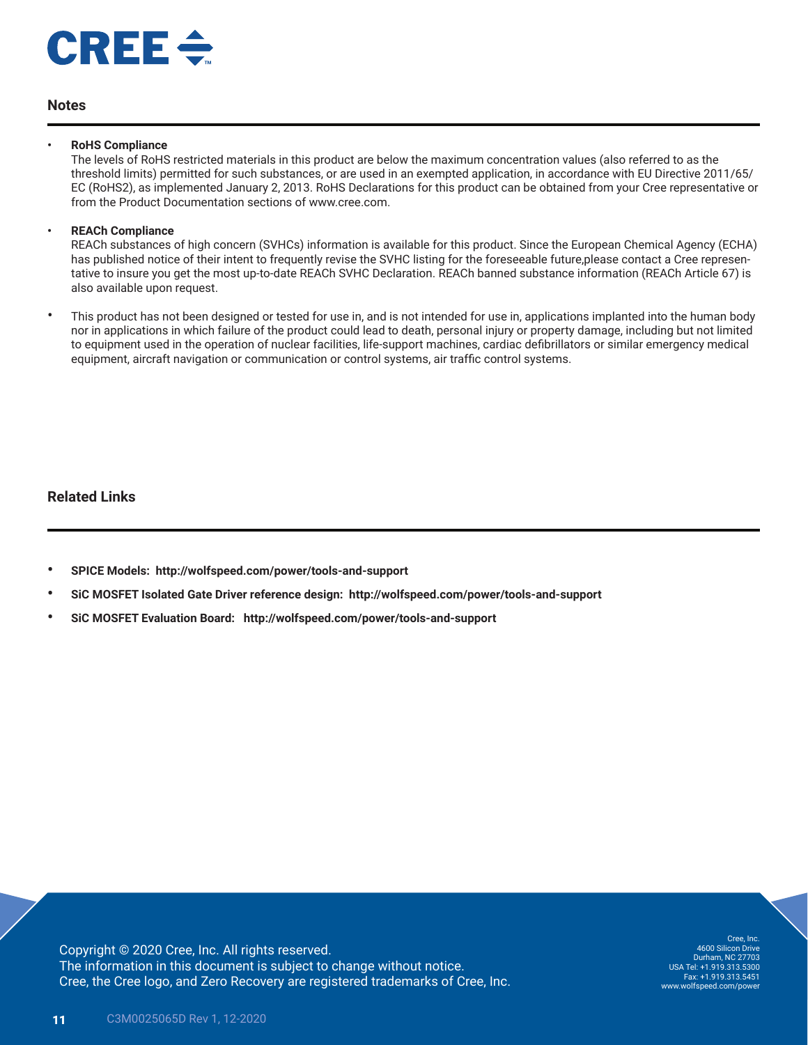## Notes

- **RoHS Compliance**
  The levels of RoHS restricted materials in this product are below the maximum concentration values (also referred to as the threshold limits) permitted for such substances, or are used in an exempted application, in accordance with EU Directive 2011/65/EC (RoHS2), as implemented January 2, 2013. RoHS Declarations for this product can be obtained from your Cree representative or from the Product Documentation sections of www.cree.com.

- **REACh Compliance**
  REACh substances of high concern (SVHCs) information is available for this product. Since the European Chemical Agency (ECHA) has published notice of their intent to frequently revise the SVHC listing for the foreseeable future,please contact a Cree representative to insure you get the most up-to-date REACh SVHC Declaration. REACh banned substance information (REACh Article 67) is also available upon request.

- This product has not been designed or tested for use in, and is not intended for use in, applications implanted into the human body nor in applications in which failure of the product could lead to death, personal injury or property damage, including but not limited to equipment used in the operation of nuclear facilities, life-support machines, cardiac defibrillators or similar emergency medical equipment, aircraft navigation or communication or control systems, air traffic control systems.

## Related Links

- **SPICE Models: http://wolfspeed.com/power/tools-and-support**
- **SiC MOSFET Isolated Gate Driver reference design: http://wolfspeed.com/power/tools-and-support**
- **SiC MOSFET Evaluation Board: http://wolfspeed.com/power/tools-and-support**

Copyright © 2020 Cree, Inc. All rights reserved.
The information in this document is subject to change without notice.
Cree, the Cree logo, and Zero Recovery are registered trademarks of Cree, Inc.

Cree, Inc.
4600 Silicon Drive
Durham, NC 27703
USA Tel: +1.919.313.5300
Fax: +1.919.313.5451
www.wolfspeed.com/power